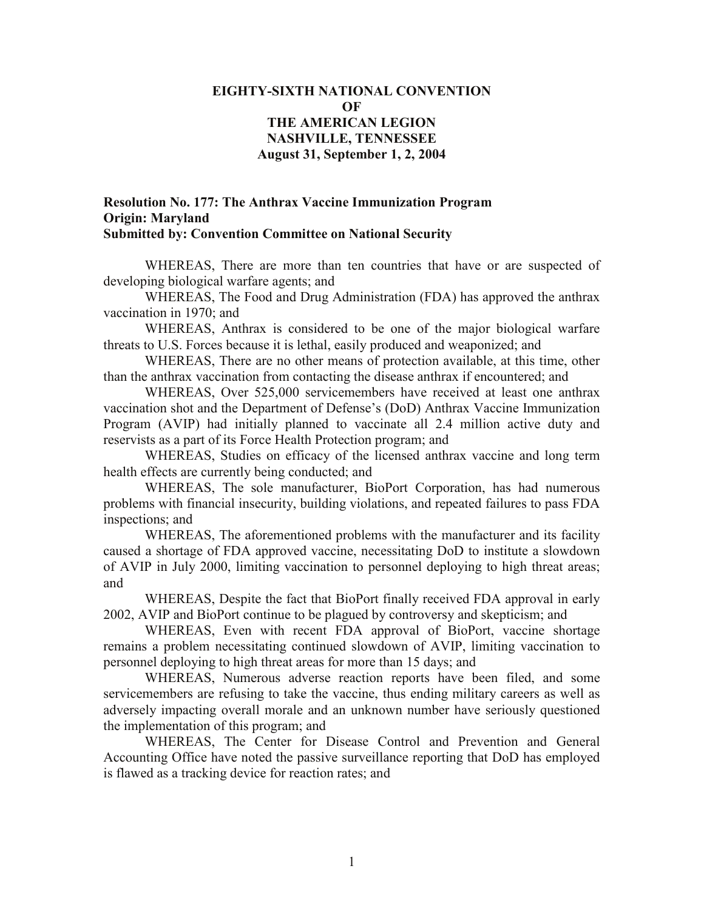**EIGHTY-SIXTH NATIONAL CONVENTION**
**OF**
**THE AMERICAN LEGION**
**NASHVILLE, TENNESSEE**
**August 31, September 1, 2, 2004**

**Resolution No. 177: The Anthrax Vaccine Immunization Program**
**Origin: Maryland**
**Submitted by: Convention Committee on National Security**

WHEREAS, There are more than ten countries that have or are suspected of developing biological warfare agents; and

WHEREAS, The Food and Drug Administration (FDA) has approved the anthrax vaccination in 1970; and

WHEREAS, Anthrax is considered to be one of the major biological warfare threats to U.S. Forces because it is lethal, easily produced and weaponized; and

WHEREAS, There are no other means of protection available, at this time, other than the anthrax vaccination from contacting the disease anthrax if encountered; and

WHEREAS, Over 525,000 servicemembers have received at least one anthrax vaccination shot and the Department of Defense's (DoD) Anthrax Vaccine Immunization Program (AVIP) had initially planned to vaccinate all 2.4 million active duty and reservists as a part of its Force Health Protection program; and

WHEREAS, Studies on efficacy of the licensed anthrax vaccine and long term health effects are currently being conducted; and

WHEREAS, The sole manufacturer, BioPort Corporation, has had numerous problems with financial insecurity, building violations, and repeated failures to pass FDA inspections; and

WHEREAS, The aforementioned problems with the manufacturer and its facility caused a shortage of FDA approved vaccine, necessitating DoD to institute a slowdown of AVIP in July 2000, limiting vaccination to personnel deploying to high threat areas; and

WHEREAS, Despite the fact that BioPort finally received FDA approval in early 2002, AVIP and BioPort continue to be plagued by controversy and skepticism; and

WHEREAS, Even with recent FDA approval of BioPort, vaccine shortage remains a problem necessitating continued slowdown of AVIP, limiting vaccination to personnel deploying to high threat areas for more than 15 days; and

WHEREAS, Numerous adverse reaction reports have been filed, and some servicemembers are refusing to take the vaccine, thus ending military careers as well as adversely impacting overall morale and an unknown number have seriously questioned the implementation of this program; and

WHEREAS, The Center for Disease Control and Prevention and General Accounting Office have noted the passive surveillance reporting that DoD has employed is flawed as a tracking device for reaction rates; and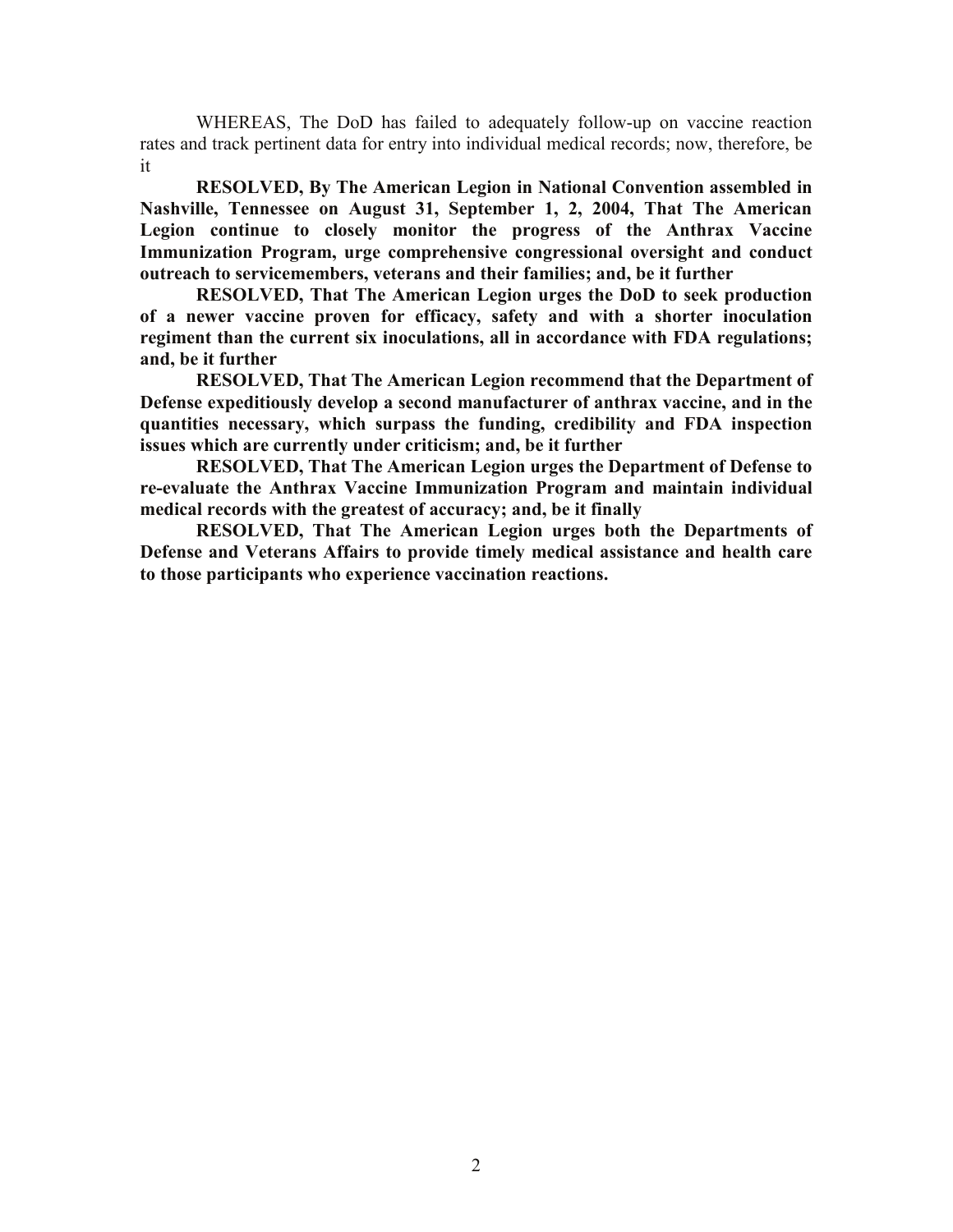WHEREAS, The DoD has failed to adequately follow-up on vaccine reaction rates and track pertinent data for entry into individual medical records; now, therefore, be it

**RESOLVED, By The American Legion in National Convention assembled in Nashville, Tennessee on August 31, September 1, 2, 2004, That The American Legion continue to closely monitor the progress of the Anthrax Vaccine Immunization Program, urge comprehensive congressional oversight and conduct outreach to servicemembers, veterans and their families; and, be it further**

**RESOLVED, That The American Legion urges the DoD to seek production of a newer vaccine proven for efficacy, safety and with a shorter inoculation regiment than the current six inoculations, all in accordance with FDA regulations; and, be it further**

**RESOLVED, That The American Legion recommend that the Department of Defense expeditiously develop a second manufacturer of anthrax vaccine, and in the quantities necessary, which surpass the funding, credibility and FDA inspection issues which are currently under criticism; and, be it further**

**RESOLVED, That The American Legion urges the Department of Defense to re-evaluate the Anthrax Vaccine Immunization Program and maintain individual medical records with the greatest of accuracy; and, be it finally**

**RESOLVED, That The American Legion urges both the Departments of Defense and Veterans Affairs to provide timely medical assistance and health care to those participants who experience vaccination reactions.**